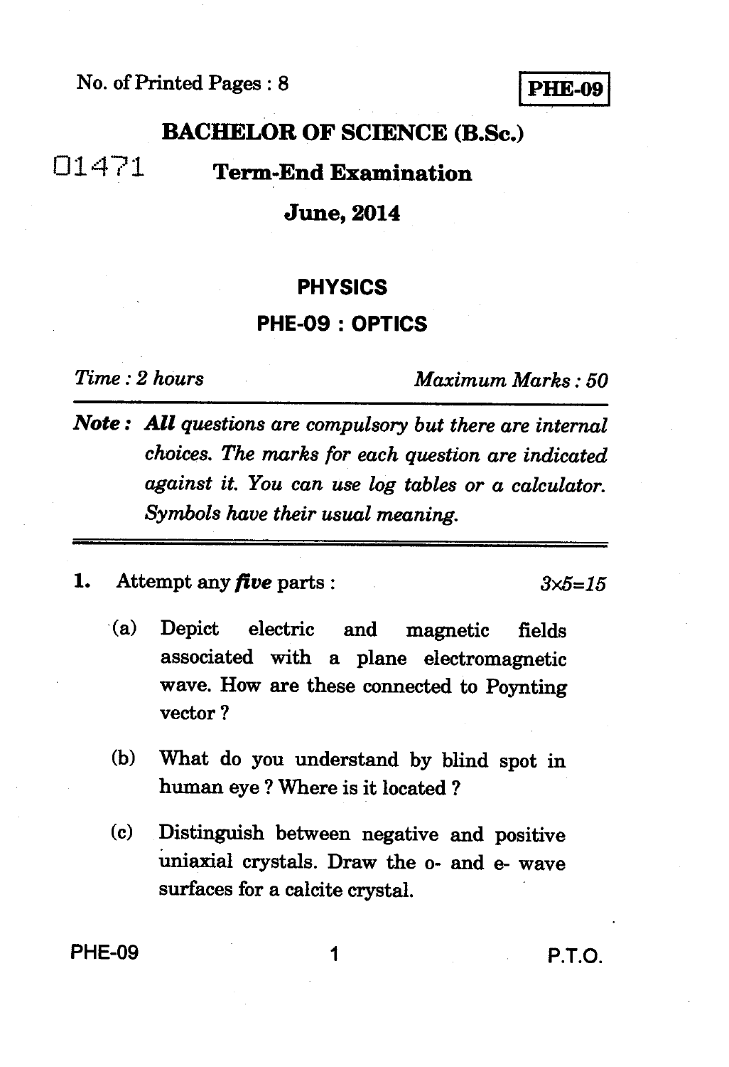No. of Printed Pages : 8

**PHE-09**

# BACHELOR OF SCIENCE (B.Sc.)

01471

## Term-End Examination

## June, 2014

## PHYSICS

## PHE-09 : OPTICS

*Time : 2 hours* *Maximum Marks : 50*

***Note :*** ***All*** *questions are compulsory but there are internal choices. The marks for each question are indicated against it. You can use log tables or a calculator. Symbols have their usual meaning.*

**1.** Attempt any ***five*** parts : *3×5=15*

(a) Depict electric and magnetic fields associated with a plane electromagnetic wave. How are these connected to Poynting vector ?

(b) What do you understand by blind spot in human eye ? Where is it located ?

(c) Distinguish between negative and positive uniaxial crystals. Draw the o- and e- wave surfaces for a calcite crystal.

P.T.O.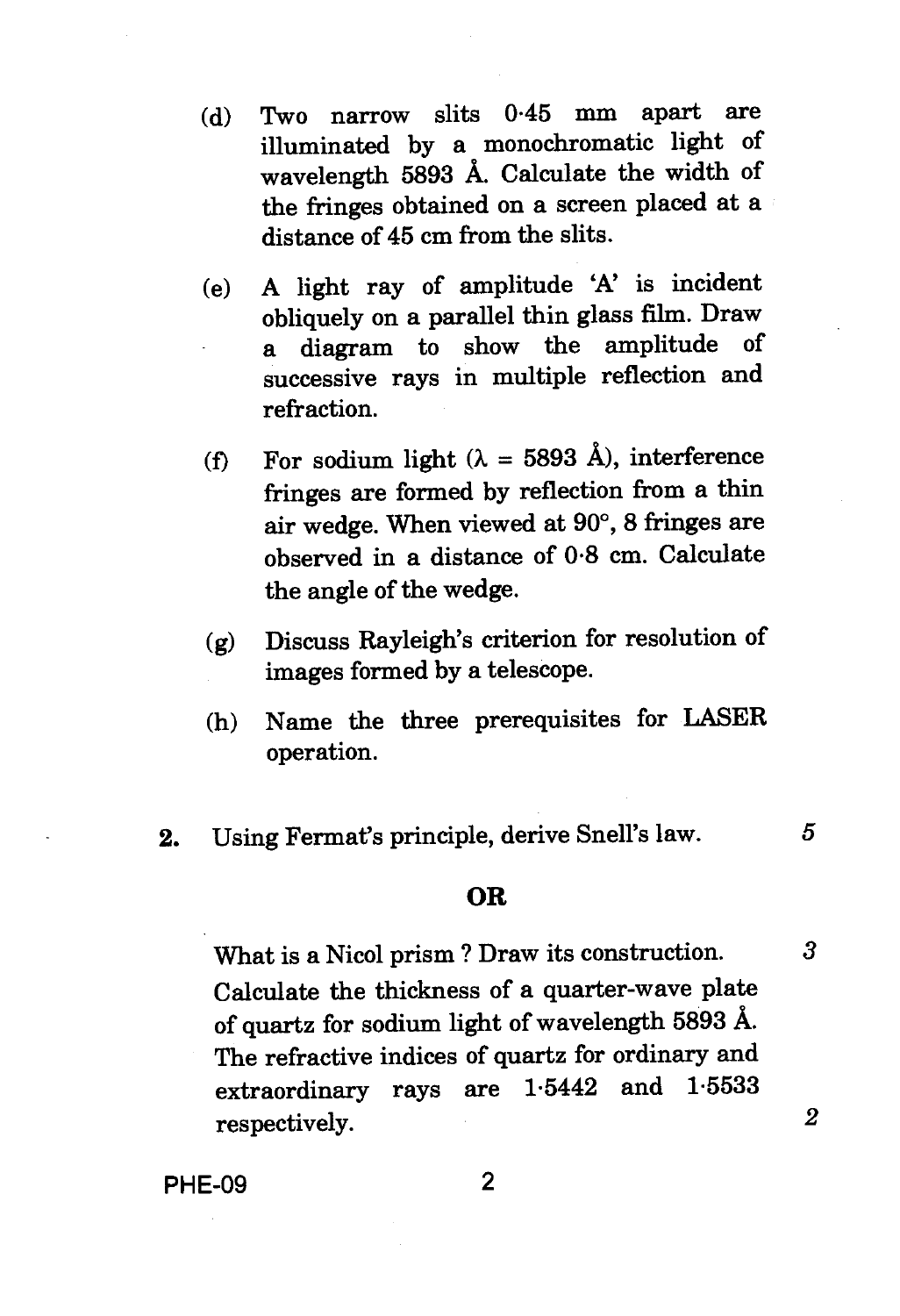(d) Two narrow slits 0·45 mm apart are illuminated by a monochromatic light of wavelength 5893 Å. Calculate the width of the fringes obtained on a screen placed at a distance of 45 cm from the slits.

(e) A light ray of amplitude 'A' is incident obliquely on a parallel thin glass film. Draw a diagram to show the amplitude of successive rays in multiple reflection and refraction.

(f) For sodium light ($\lambda$ = 5893 Å), interference fringes are formed by reflection from a thin air wedge. When viewed at 90°, 8 fringes are observed in a distance of 0·8 cm. Calculate the angle of the wedge.

(g) Discuss Rayleigh's criterion for resolution of images formed by a telescope.

(h) Name the three prerequisites for LASER operation.

**2.** Using Fermat's principle, derive Snell's law. 5

**OR**

What is a Nicol prism ? Draw its construction. 3

Calculate the thickness of a quarter-wave plate of quartz for sodium light of wavelength 5893 Å. The refractive indices of quartz for ordinary and extraordinary rays are 1·5442 and 1·5533 respectively. 2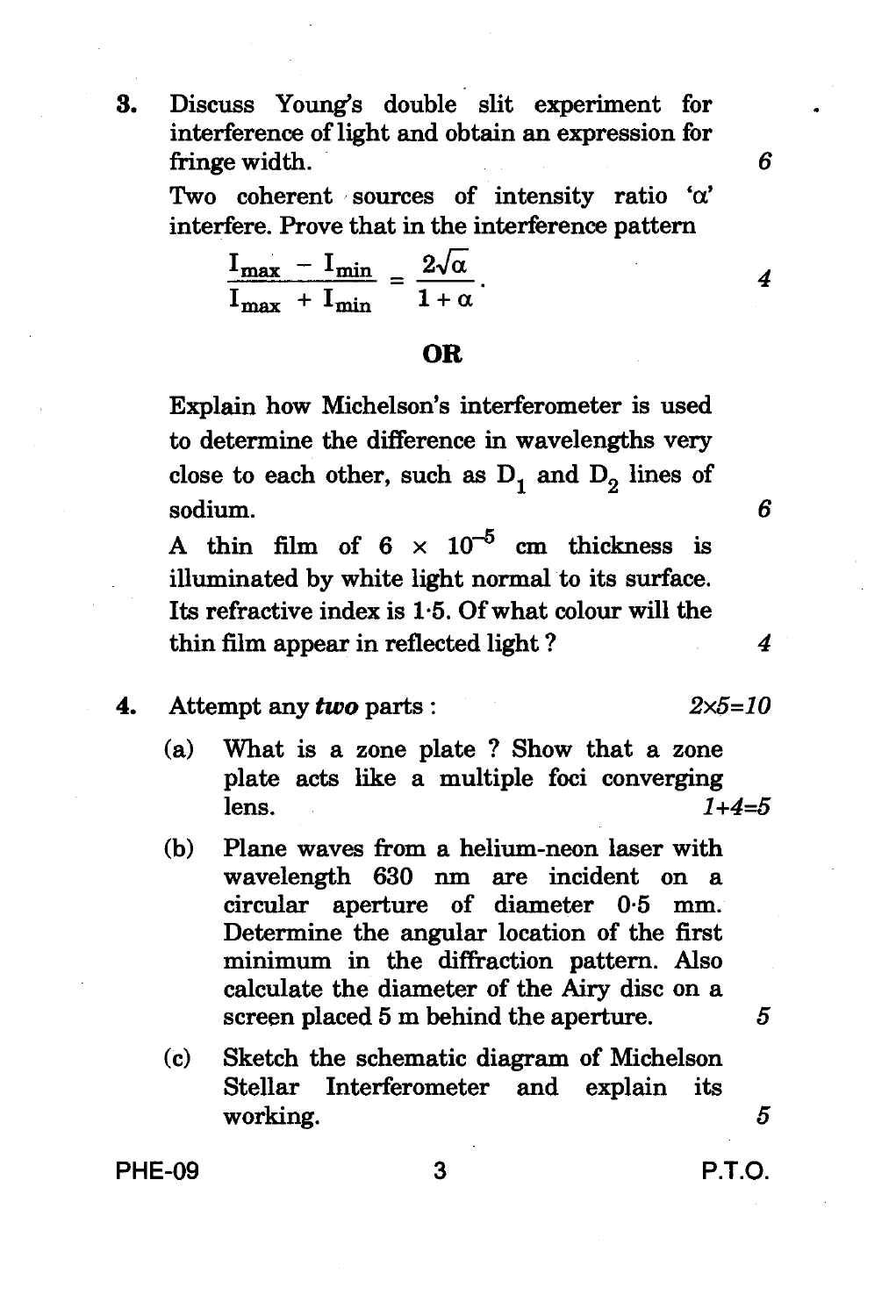3. Discuss Young's double slit experiment for interference of light and obtain an expression for fringe width. 6

Two coherent sources of intensity ratio '$\alpha$' interfere. Prove that in the interference pattern

$$\frac{I_{max} - I_{min}}{I_{max} + I_{min}} = \frac{2\sqrt{\alpha}}{1+\alpha}.$$ 4

**OR**

Explain how Michelson's interferometer is used to determine the difference in wavelengths very close to each other, such as $D_1$ and $D_2$ lines of sodium. 6

A thin film of $6 \times 10^{-5}$ cm thickness is illuminated by white light normal to its surface. Its refractive index is 1·5. Of what colour will the thin film appear in reflected light ? 4

4. Attempt any ***two*** parts : 2×5=10

   (a) What is a zone plate ? Show that a zone plate acts like a multiple foci converging lens. 1+4=5

   (b) Plane waves from a helium-neon laser with wavelength 630 nm are incident on a circular aperture of diameter 0·5 mm. Determine the angular location of the first minimum in the diffraction pattern. Also calculate the diameter of the Airy disc on a screen placed 5 m behind the aperture. 5

   (c) Sketch the schematic diagram of Michelson Stellar Interferometer and explain its working. 5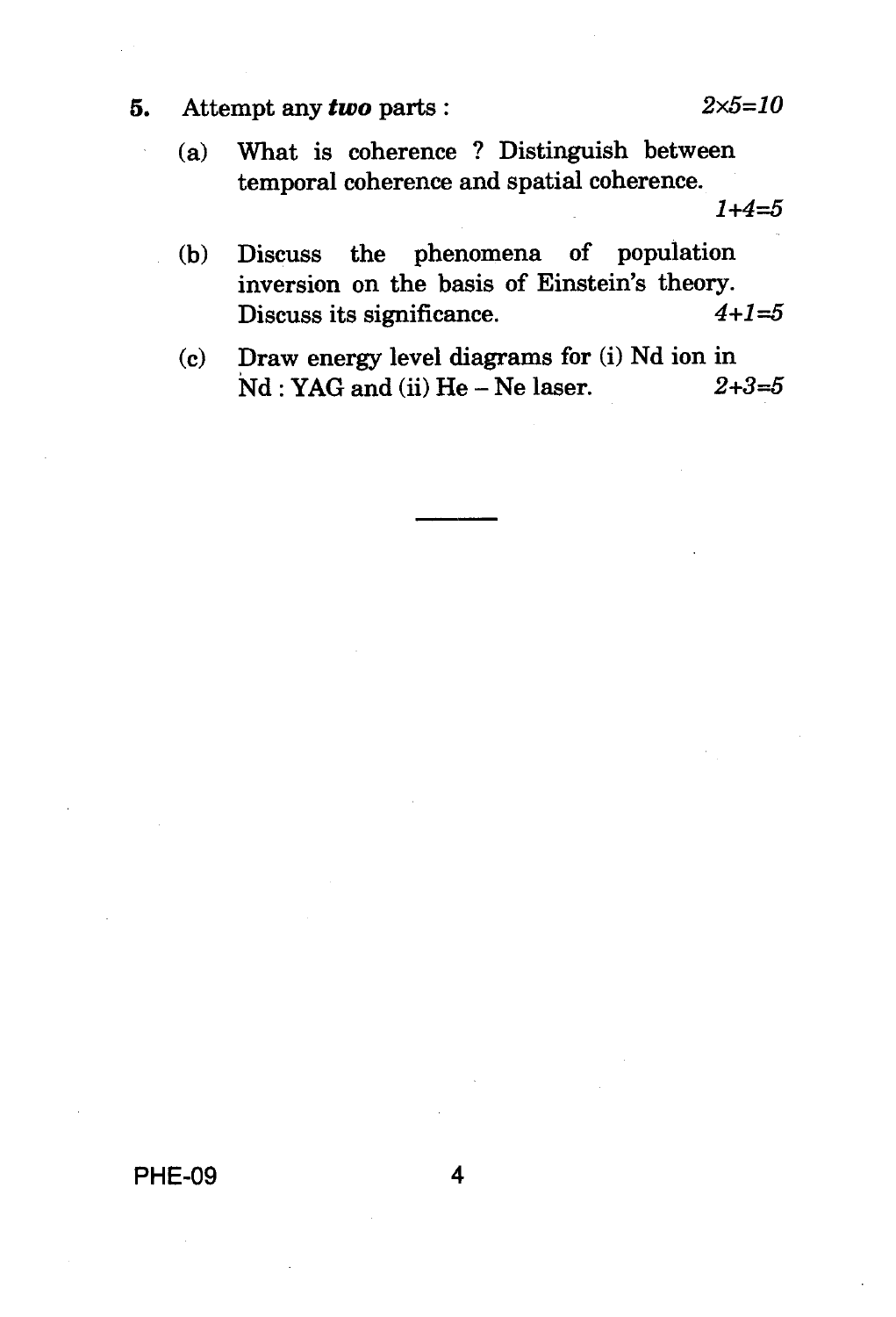5. Attempt any ***two*** parts : $2 \times 5 = 10$

   (a) What is coherence ? Distinguish between temporal coherence and spatial coherence. $1+4=5$

   (b) Discuss the phenomena of population inversion on the basis of Einstein's theory. Discuss its significance. $4+1=5$

   (c) Draw energy level diagrams for (i) Nd ion in Nd : YAG and (ii) He – Ne laser. $2+3=5$

---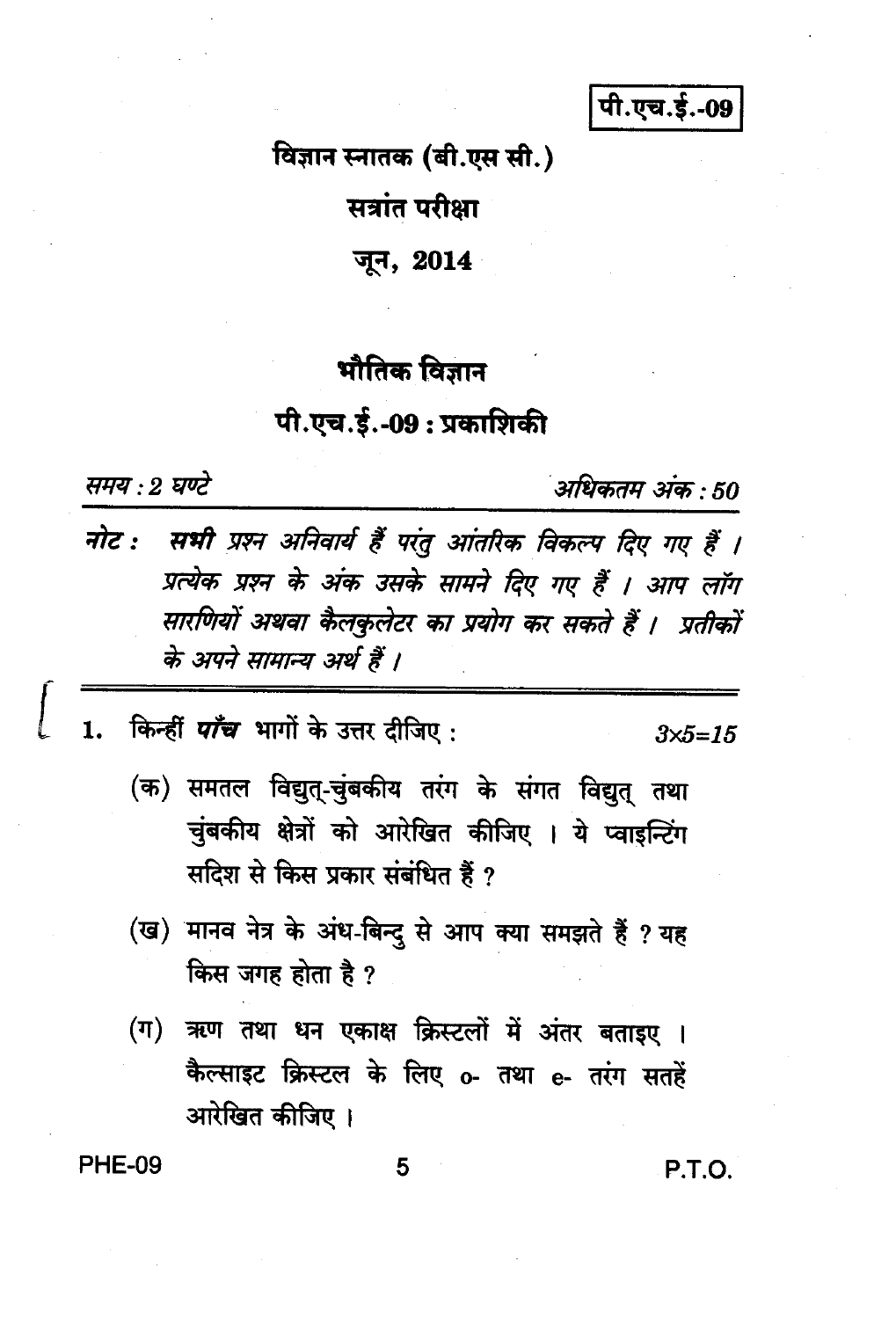पी.एच.ई.-09

विज्ञान स्नातक (बी.एस सी.)

सत्रांत परीक्षा

जून, 2014

# भौतिक विज्ञान

## पी.एच.ई.-09 : प्रकाशिकी

*समय : 2 घण्टे* *अधिकतम अंक : 50*

**नोट :** *सभी प्रश्न अनिवार्य हैं परंतु आंतरिक विकल्प दिए गए हैं । प्रत्येक प्रश्न के अंक उसके सामने दिए गए हैं । आप लॉग सारणियों अथवा कैलकुलेटर का प्रयोग कर सकते हैं । प्रतीकों के अपने सामान्य अर्थ हैं ।*

1. किन्हीं ***पाँच*** भागों के उत्तर दीजिए : *3×5=15*

   (क) समतल विद्युत्-चुंबकीय तरंग के संगत विद्युत् तथा चुंबकीय क्षेत्रों को आरेखित कीजिए । ये प्वाइन्टिंग सदिश से किस प्रकार संबंधित हैं ?

   (ख) मानव नेत्र के अंध-बिन्दु से आप क्या समझते हैं ? यह किस जगह होता है ?

   (ग) ऋण तथा धन एकाक्ष क्रिस्टलों में अंतर बताइए । कैल्साइट क्रिस्टल के लिए o- तथा e- तरंग सतहें आरेखित कीजिए ।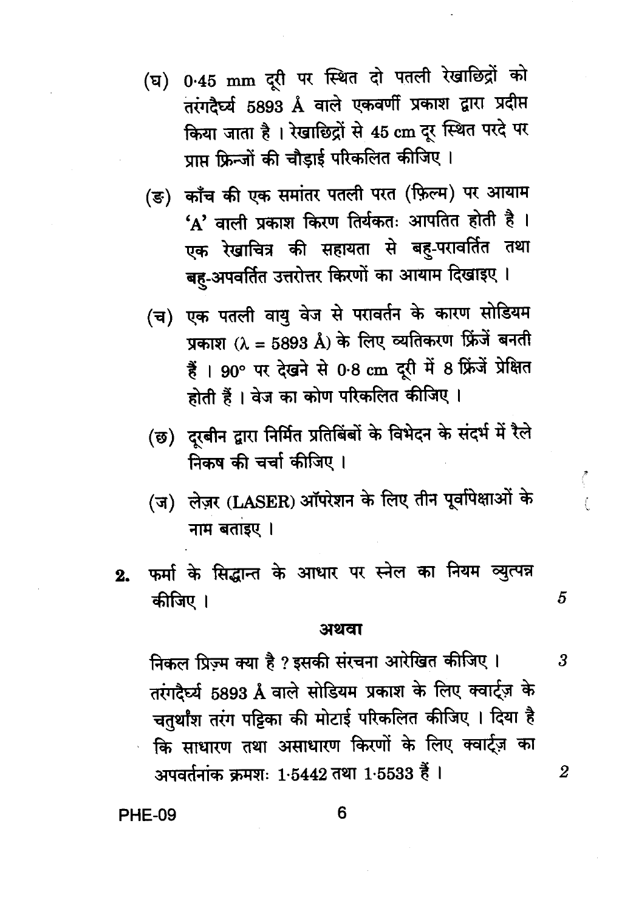(घ) 0·45 mm दूरी पर स्थित दो पतली रेखाछिद्रों को तरंगदैर्घ्य 5893 Å वाले एकवर्णी प्रकाश द्वारा प्रदीप्त किया जाता है । रेखाछिद्रों से 45 cm दूर स्थित परदे पर प्राप्त फ्रिन्जों की चौड़ाई परिकलित कीजिए ।

(ङ) काँच की एक समांतर पतली परत (फ़िल्म) पर आयाम 'A' वाली प्रकाश किरण तिर्यकतः आपतित होती है । एक रेखाचित्र की सहायता से बहु-परावर्तित तथा बहु-अपवर्तित उत्तरोत्तर किरणों का आयाम दिखाइए ।

(च) एक पतली वायु वेज से परावर्तन के कारण सोडियम प्रकाश ($\lambda$ = 5893 Å) के लिए व्यतिकरण फ्रिंजें बनती हैं । 90° पर देखने से 0·8 cm दूरी में 8 फ्रिंजें प्रेक्षित होती हैं । वेज का कोण परिकलित कीजिए ।

(छ) दूरबीन द्वारा निर्मित प्रतिबिंबों के विभेदन के संदर्भ में रैले निकष की चर्चा कीजिए ।

(ज) लेज़र (LASER) ऑपरेशन के लिए तीन पूर्वापेक्षाओं के नाम बताइए ।

**2.** फर्मा के सिद्धान्त के आधार पर स्नेल का नियम व्युत्पन्न कीजिए । 5

**अथवा**

निकल प्रिज़्म क्या है ? इसकी संरचना आरेखित कीजिए । 3

तरंगदैर्घ्य 5893 Å वाले सोडियम प्रकाश के लिए क्वार्ट्ज़ के चतुर्थांश तरंग पट्टिका की मोटाई परिकलित कीजिए । दिया है कि साधारण तथा असाधारण किरणों के लिए क्वार्ट्ज़ का अपवर्तनांक क्रमशः 1·5442 तथा 1·5533 हैं । 2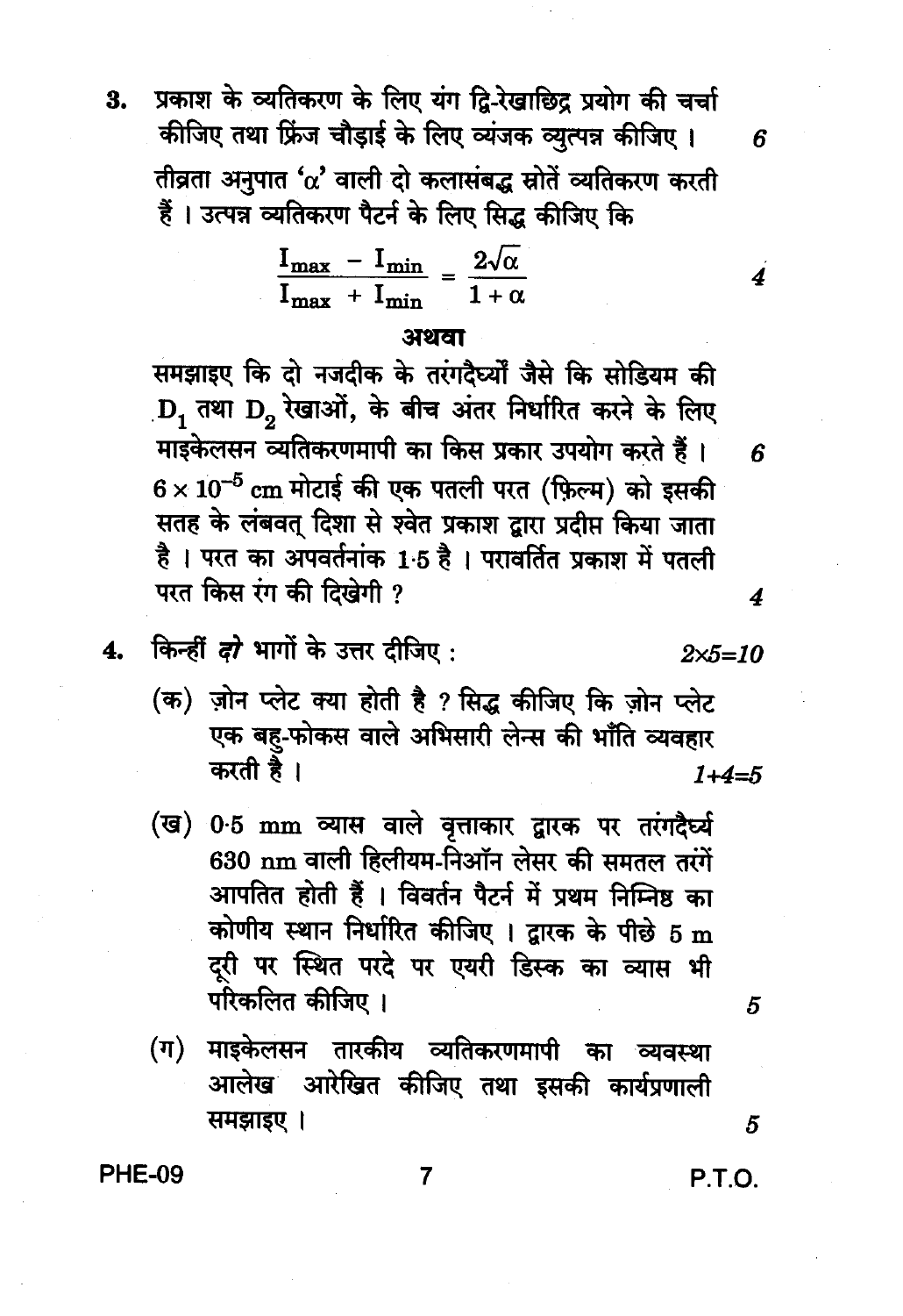3. प्रकाश के व्यतिकरण के लिए यंग द्वि-रेखाछिद्र प्रयोग की चर्चा कीजिए तथा फ्रिंज चौड़ाई के लिए व्यंजक व्युत्पन्न कीजिए । *6*

तीव्रता अनुपात '$\alpha$' वाली दो कलासंबद्ध स्रोतें व्यतिकरण करती हैं । उत्पन्न व्यतिकरण पैटर्न के लिए सिद्ध कीजिए कि

$$\frac{I_{max} - I_{min}}{I_{max} + I_{min}} = \frac{2\sqrt{\alpha}}{1+\alpha}$$ *4*

**अथवा**

समझाइए कि दो नजदीक के तरंगदैर्घ्यों जैसे कि सोडियम की $D_1$ तथा $D_2$ रेखाओं, के बीच अंतर निर्धारित करने के लिए माइकेलसन व्यतिकरणमापी का किस प्रकार उपयोग करते हैं । *6*

$6 \times 10^{-5}$ cm मोटाई की एक पतली परत (फ़िल्म) को इसकी सतह के लंबवत् दिशा से श्वेत प्रकाश द्वारा प्रदीप्त किया जाता है । परत का अपवर्तनांक 1·5 है । परावर्तित प्रकाश में पतली परत किस रंग की दिखेगी ? *4*

4. किन्हीं ***दो*** भागों के उत्तर दीजिए : *2×5=10*

   (क) ज़ोन प्लेट क्या होती है ? सिद्ध कीजिए कि ज़ोन प्लेट एक बहु-फोकस वाले अभिसारी लेन्स की भाँति व्यवहार करती है । *1+4=5*

   (ख) 0·5 mm व्यास वाले वृत्ताकार द्वारक पर तरंगदैर्घ्य 630 nm वाली हिलीयम-निऑन लेसर की समतल तरंगें आपतित होती हैं । विवर्तन पैटर्न में प्रथम निम्निष्ठ का कोणीय स्थान निर्धारित कीजिए । द्वारक के पीछे 5 m दूरी पर स्थित परदे पर एयरी डिस्क का व्यास भी परिकलित कीजिए । *5*

   (ग) माइकेलसन तारकीय व्यतिकरणमापी का व्यवस्था आलेख आरेखित कीजिए तथा इसकी कार्यप्रणाली समझाइए । *5*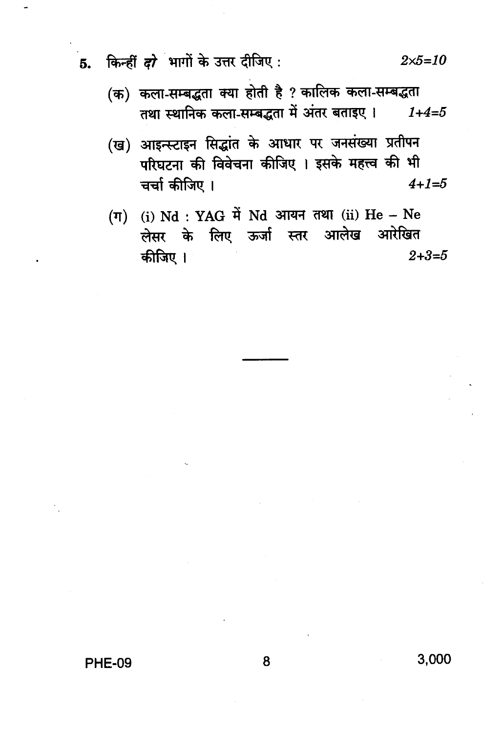5. किन्हीं ***दो*** भागों के उत्तर दीजिए : $2 \times 5 = 10$

   (क) कला-सम्बद्धता क्या होती है ? कालिक कला-सम्बद्धता तथा स्थानिक कला-सम्बद्धता में अंतर बताइए । $1+4=5$

   (ख) आइन्स्टाइन सिद्धांत के आधार पर जनसंख्या प्रतीपन परिघटना की विवेचना कीजिए । इसके महत्त्व की भी चर्चा कीजिए । $4+1=5$

   (ग) (i) Nd : YAG में Nd आयन तथा (ii) He – Ne लेसर के लिए ऊर्जा स्तर आलेख आरेखित कीजिए । $2+3=5$

---

PHE-09

3,000